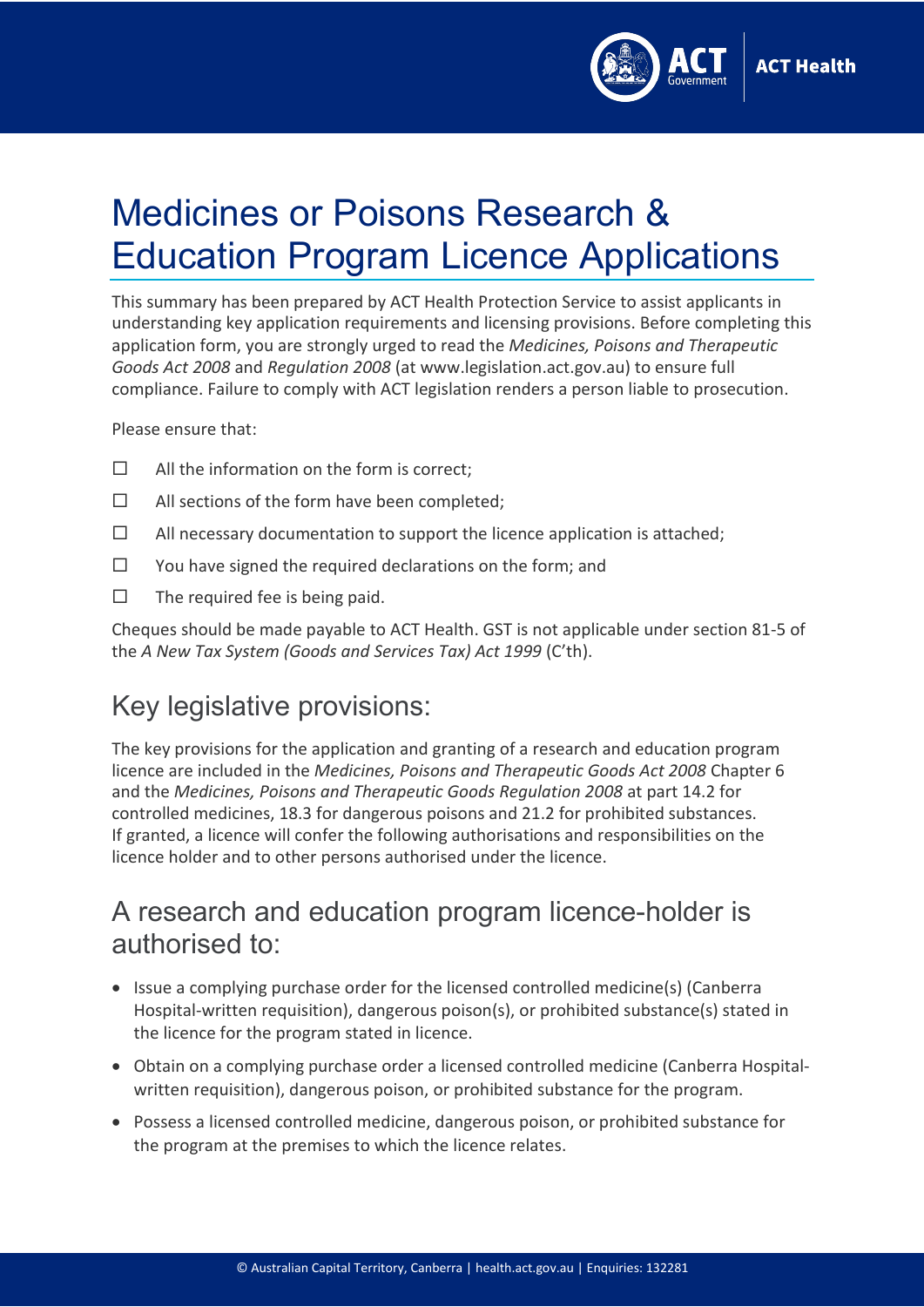# Medicines or Poisons Research & Education Program Licence Applications

This summary has been prepared by ACT Health Protection Service to assist applicants in understanding key application requirements and licensing provisions. Before completing this application form, you are strongly urged to read the *Medicines, Poisons and Therapeutic Goods Act 2008* and *Regulation 2008* (at www.legislation.act.gov.au) to ensure full compliance. Failure to comply with ACT legislation renders a person liable to prosecution.

Please ensure that:

- ☐ All the information on the form is correct;
- ☐ All sections of the form have been completed;
- ☐ All necessary documentation to support the licence application is attached;
- ☐ You have signed the required declarations on the form; and
- ☐ The required fee is being paid.

Cheques should be made payable to ACT Health. GST is not applicable under section 81-5 of the *A New Tax System (Goods and Services Tax) Act 1999* (C'th).

## Key legislative provisions:

The key provisions for the application and granting of a research and education program licence are included in the *Medicines, Poisons and Therapeutic Goods Act 2008* Chapter 6 and the *Medicines, Poisons and Therapeutic Goods Regulation 2008* at part 14.2 for controlled medicines, 18.3 for dangerous poisons and 21.2 for prohibited substances. If granted, a licence will confer the following authorisations and responsibilities on the licence holder and to other persons authorised under the licence.

## A research and education program licence-holder is authorised to:

- Issue a complying purchase order for the licensed controlled medicine(s) (Canberra Hospital-written requisition), dangerous poison(s), or prohibited substance(s) stated in the licence for the program stated in licence.
- Obtain on a complying purchase order a licensed controlled medicine (Canberra Hospital-written requisition), dangerous poison, or prohibited substance for the program.
- Possess a licensed controlled medicine, dangerous poison, or prohibited substance for the program at the premises to which the licence relates.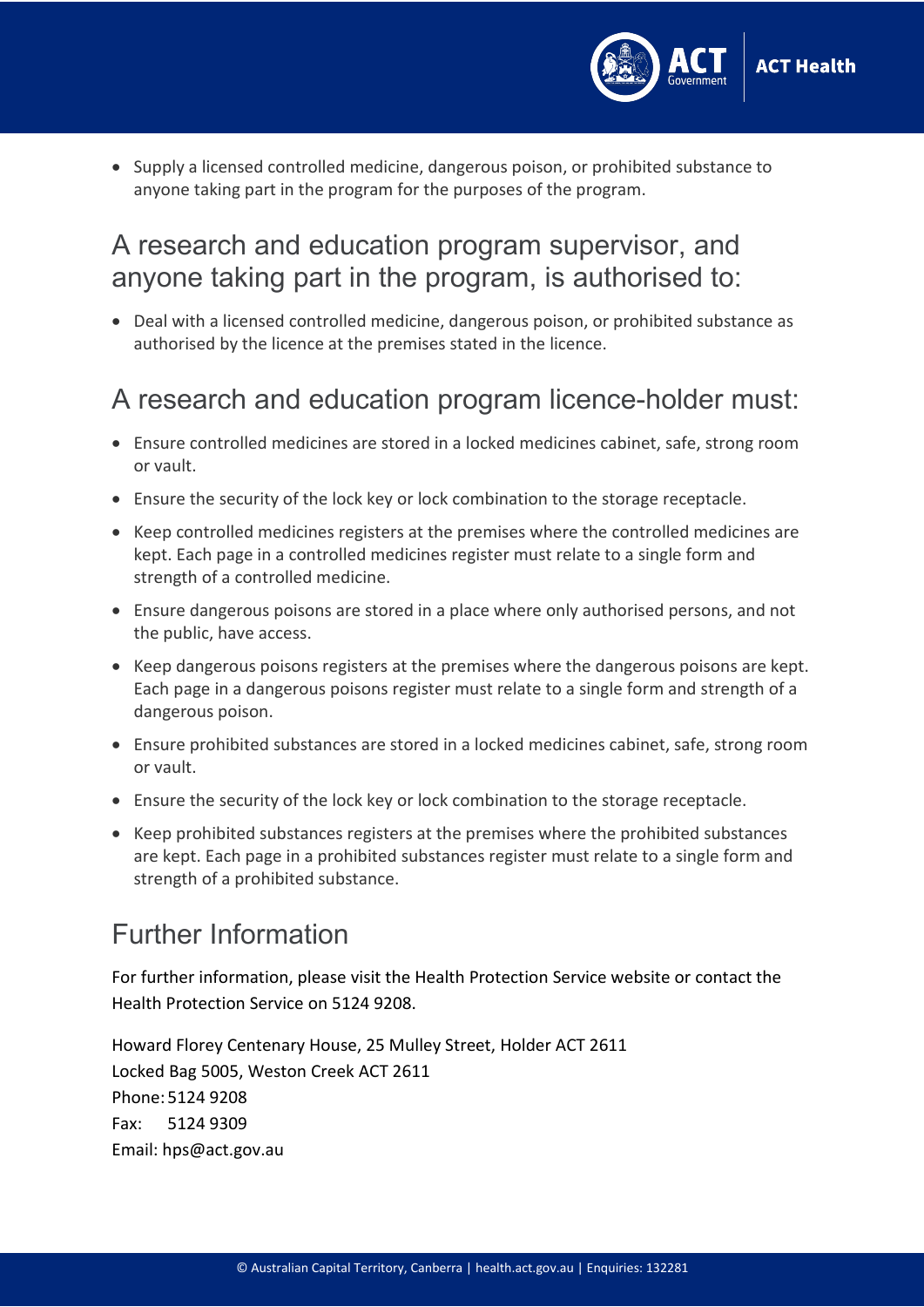- Supply a licensed controlled medicine, dangerous poison, or prohibited substance to anyone taking part in the program for the purposes of the program.

## A research and education program supervisor, and anyone taking part in the program, is authorised to:

- Deal with a licensed controlled medicine, dangerous poison, or prohibited substance as authorised by the licence at the premises stated in the licence.

## A research and education program licence-holder must:

- Ensure controlled medicines are stored in a locked medicines cabinet, safe, strong room or vault.
- Ensure the security of the lock key or lock combination to the storage receptacle.
- Keep controlled medicines registers at the premises where the controlled medicines are kept. Each page in a controlled medicines register must relate to a single form and strength of a controlled medicine.
- Ensure dangerous poisons are stored in a place where only authorised persons, and not the public, have access.
- Keep dangerous poisons registers at the premises where the dangerous poisons are kept. Each page in a dangerous poisons register must relate to a single form and strength of a dangerous poison.
- Ensure prohibited substances are stored in a locked medicines cabinet, safe, strong room or vault.
- Ensure the security of the lock key or lock combination to the storage receptacle.
- Keep prohibited substances registers at the premises where the prohibited substances are kept. Each page in a prohibited substances register must relate to a single form and strength of a prohibited substance.

## Further Information

For further information, please visit the Health Protection Service website or contact the Health Protection Service on 5124 9208.

Howard Florey Centenary House, 25 Mulley Street, Holder ACT 2611
Locked Bag 5005, Weston Creek ACT 2611
Phone: 5124 9208
Fax: 5124 9309
Email: hps@act.gov.au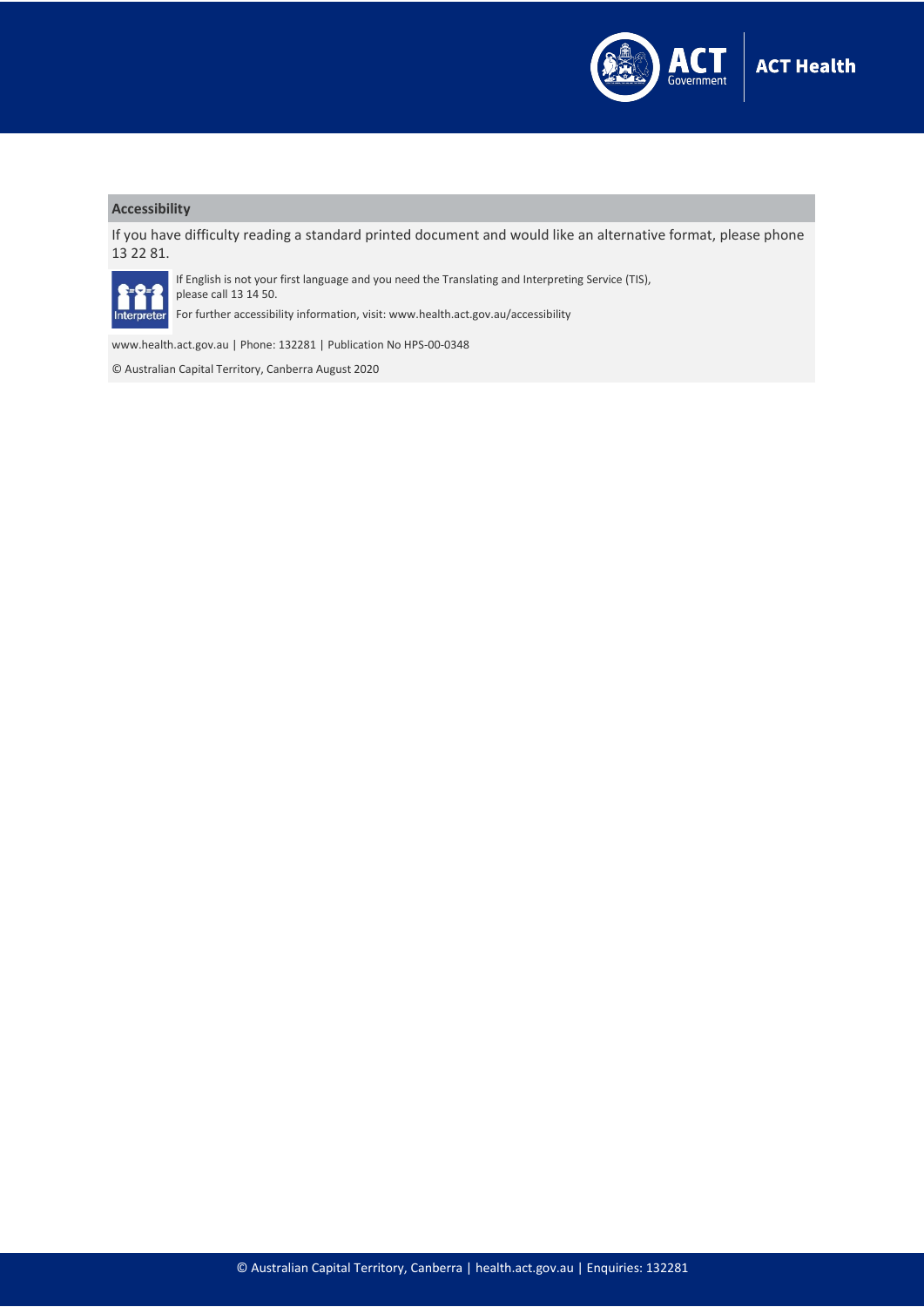## Accessibility

If you have difficulty reading a standard printed document and would like an alternative format, please phone 13 22 81.

If English is not your first language and you need the Translating and Interpreting Service (TIS), please call 13 14 50.

For further accessibility information, visit: www.health.act.gov.au/accessibility

www.health.act.gov.au | Phone: 132281 | Publication No HPS-00-0348

© Australian Capital Territory, Canberra August 2020